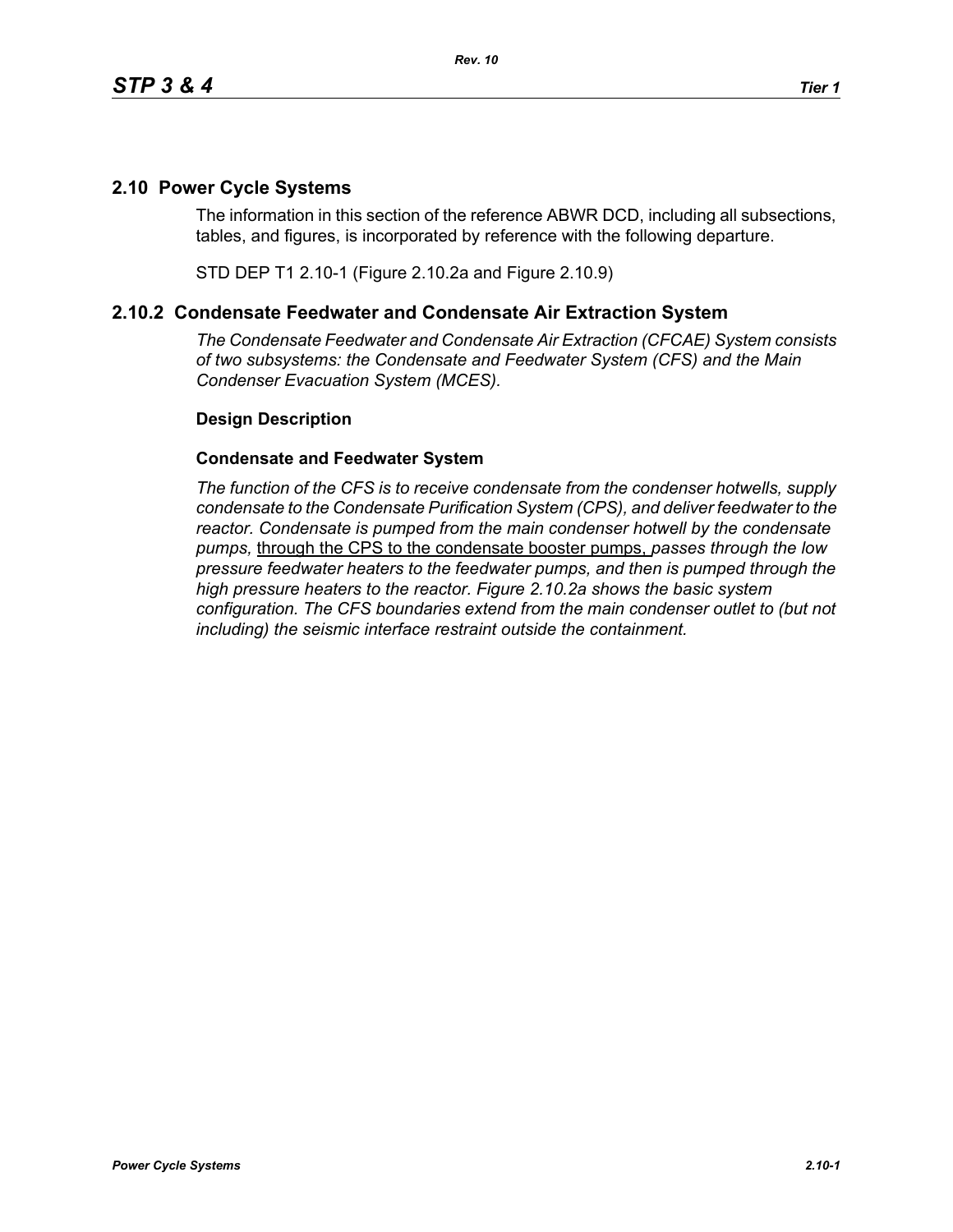## 2.10 Power Cycle Systems

The information in this section of the reference ABWR DCD, including all subsections, tables, and figures, is incorporated by reference with the following departure.

STD DEP T1 2.10-1 (Figure 2.10.2a and Figure 2.10.9)

## 2.10.2 Condensate Feedwater and Condensate Air Extraction System

*The Condensate Feedwater and Condensate Air Extraction (CFCAE) System consists of two subsystems: the Condensate and Feedwater System (CFS) and the Main Condenser Evacuation System (MCES).*

### Design Description

### Condensate and Feedwater System

*The function of the CFS is to receive condensate from the condenser hotwells, supply condensate to the Condensate Purification System (CPS), and deliver feedwater to the reactor. Condensate is pumped from the main condenser hotwell by the condensate pumps,* <u>through the CPS to the condensate booster pumps,</u> *passes through the low pressure feedwater heaters to the feedwater pumps, and then is pumped through the high pressure heaters to the reactor. Figure 2.10.2a shows the basic system configuration. The CFS boundaries extend from the main condenser outlet to (but not including) the seismic interface restraint outside the containment.*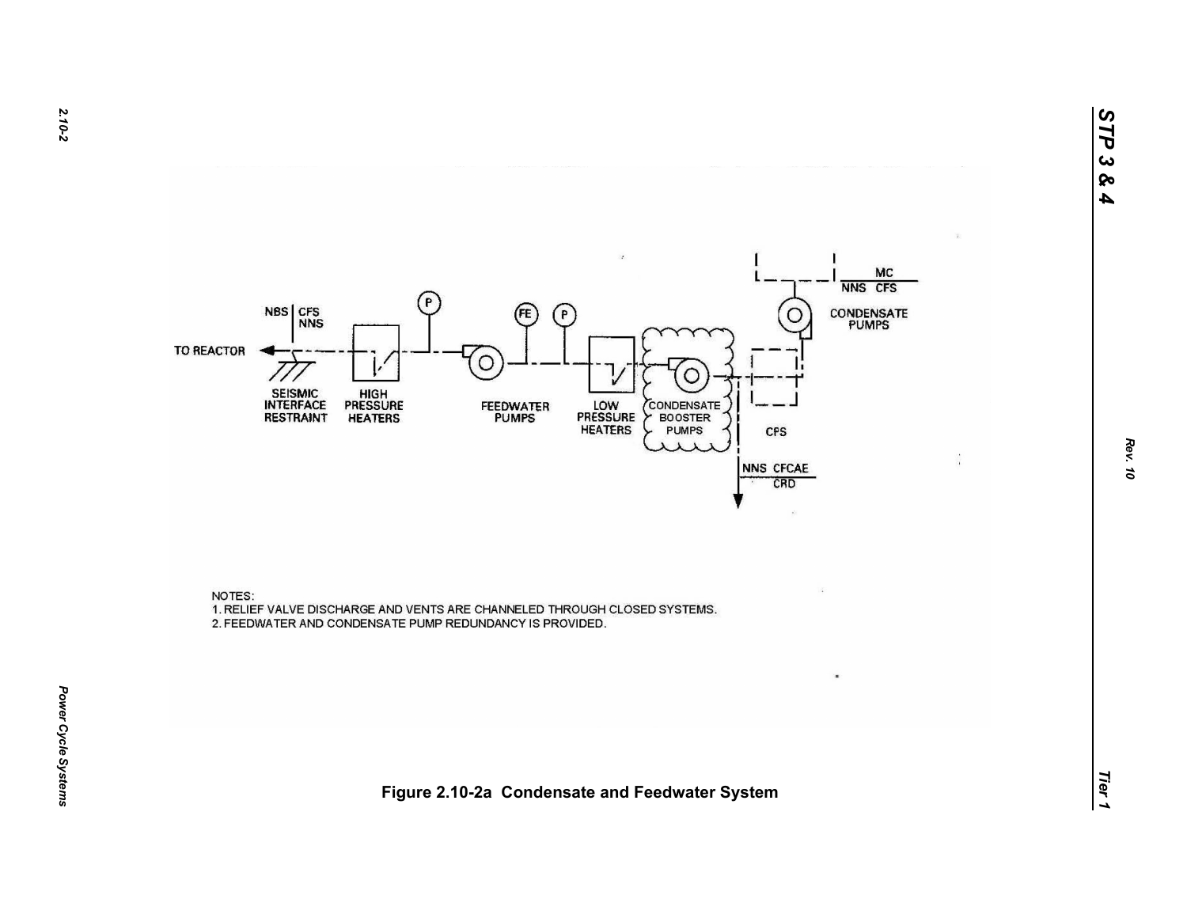TO REACTOR

NBS | CFS NNS

SEISMIC INTERFACE RESTRAINT

HIGH PRESSURE HEATERS

P

FEEDWATER PUMPS

FE

P

LOW PRESSURE HEATERS

CONDENSATE BOOSTER PUMPS

CPS

NNS CFCAE CRD

CONDENSATE PUMPS

MC

NNS CFS

NOTES:

1. RELIEF VALVE DISCHARGE AND VENTS ARE CHANNELED THROUGH CLOSED SYSTEMS.
2. FEEDWATER AND CONDENSATE PUMP REDUNDANCY IS PROVIDED.

**Figure 2.10-2a Condensate and Feedwater System**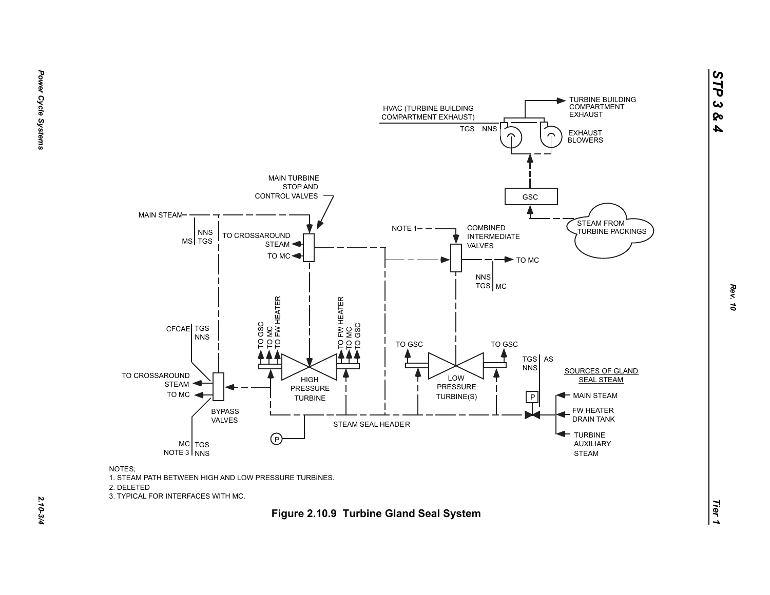MAIN STEAM

NNS
MS TGS

TO CROSSAROUND STEAM

TO MC

MAIN TURBINE STOP AND CONTROL VALVES

HVAC (TURBINE BUILDING COMPARTMENT EXHAUST)

TGS NNS

TURBINE BUILDING COMPARTMENT EXHAUST

EXHAUST BLOWERS

GSC

STEAM FROM TURBINE PACKINGS

NOTE 1

COMBINED INTERMEDIATE VALVES

TO MC

NNS
TGS MC

CFCAE TGS
NNS

TO GSC
TO MC
TO FW HEATER

TO FW HEATER
TO MC
TO GSC

TO GSC

TO GSC

TO CROSSAROUND STEAM

TO MC

HIGH PRESSURE TURBINE

LOW PRESSURE TURBINE(S)

TGS AS
NNS

SOURCES OF GLAND SEAL STEAM

MAIN STEAM

FW HEATER DRAIN TANK

TURBINE AUXILIARY STEAM

P

BYPASS VALVES

STEAM SEAL HEADER

P

MC TGS
NOTE 3 NNS

NOTES;
1. STEAM PATH BETWEEN HIGH AND LOW PRESSURE TURBINES.
2. DELETED
3. TYPICAL FOR INTERFACES WITH MC.

**Figure 2.10.9 Turbine Gland Seal System**